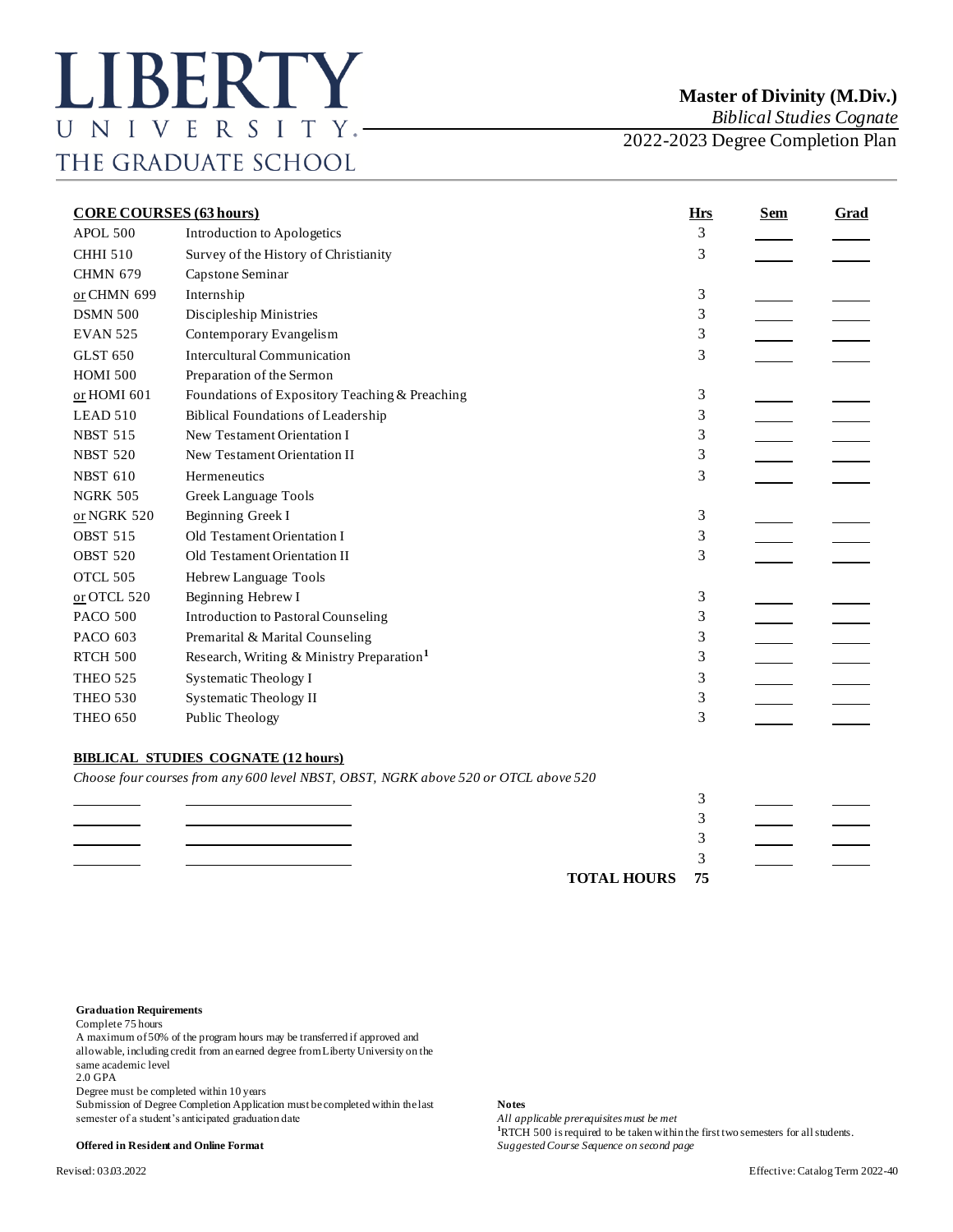# LIBERTY UNIVERSITY
THE GRADUATE SCHOOL

## Master of Divinity (M.Div.)
*Biblical Studies Cognate*

2022-2023 Degree Completion Plan

| **CORE COURSES (63 hours)** | | **Hrs** | **Sem** | **Grad** |
|---|---|---|---|---|
| APOL 500 | Introduction to Apologetics | 3 | | |
| CHHI 510 | Survey of the History of Christianity | 3 | | |
| CHMN 679 | Capstone Seminar | | | |
| or CHMN 699 | Internship | 3 | | |
| DSMN 500 | Discipleship Ministries | 3 | | |
| EVAN 525 | Contemporary Evangelism | 3 | | |
| GLST 650 | Intercultural Communication | 3 | | |
| HOMI 500 | Preparation of the Sermon | | | |
| or HOMI 601 | Foundations of Expository Teaching & Preaching | 3 | | |
| LEAD 510 | Biblical Foundations of Leadership | 3 | | |
| NBST 515 | New Testament Orientation I | 3 | | |
| NBST 520 | New Testament Orientation II | 3 | | |
| NBST 610 | Hermeneutics | 3 | | |
| NGRK 505 | Greek Language Tools | | | |
| or NGRK 520 | Beginning Greek I | 3 | | |
| OBST 515 | Old Testament Orientation I | 3 | | |
| OBST 520 | Old Testament Orientation II | 3 | | |
| OTCL 505 | Hebrew Language Tools | | | |
| or OTCL 520 | Beginning Hebrew I | 3 | | |
| PACO 500 | Introduction to Pastoral Counseling | 3 | | |
| PACO 603 | Premarital & Marital Counseling | 3 | | |
| RTCH 500 | Research, Writing & Ministry Preparation[1] | 3 | | |
| THEO 525 | Systematic Theology I | 3 | | |
| THEO 530 | Systematic Theology II | 3 | | |
| THEO 650 | Public Theology | 3 | | |

**BIBLICAL STUDIES COGNATE (12 hours)**

*Choose four courses from any 600 level NBST, OBST, NGRK above 520 or OTCL above 520*

| | | Hrs | Sem | Grad |
|---|---|---|---|---|
| | | 3 | | |
| | | 3 | | |
| | | 3 | | |
| | | 3 | | |
| | **TOTAL HOURS** | **75** | | |

**Graduation Requirements**

Complete 75 hours
A maximum of 50% of the program hours may be transferred if approved and allowable, including credit from an earned degree from Liberty University on the same academic level
2.0 GPA
Degree must be completed within 10 years
Submission of Degree Completion Application must be completed within the last semester of a student's anticipated graduation date

**Offered in Resident and Online Format**

**Notes**

*All applicable prerequisites must be met*
[1]RTCH 500 is required to be taken within the first two semesters for all students.
*Suggested Course Sequence on second page*

Revised: 03.03.2022

Effective: Catalog Term 2022-40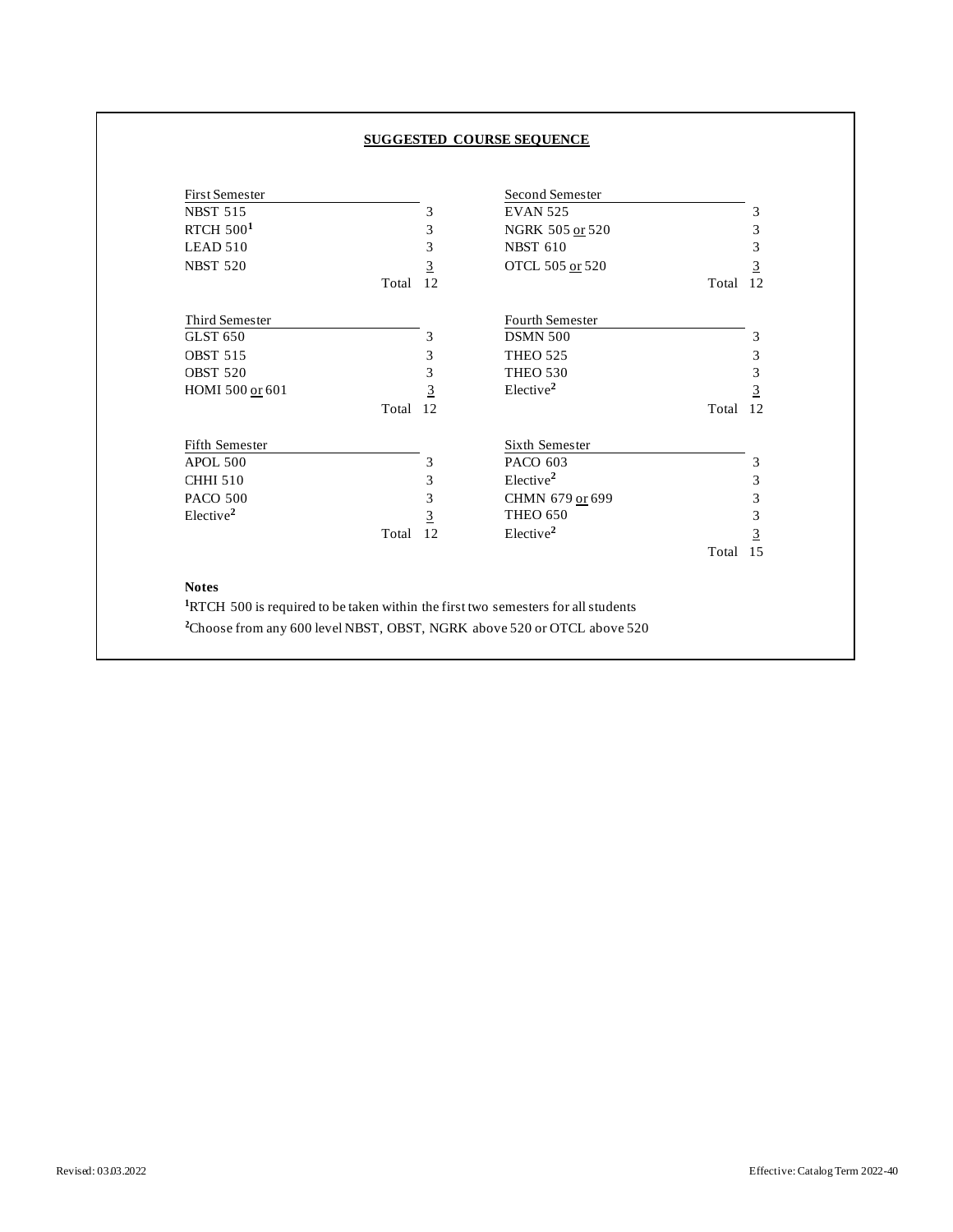## SUGGESTED COURSE SEQUENCE

| First Semester | | Second Semester | |
|---|---|---|---|
| NBST 515 | 3 | EVAN 525 | 3 |
| RTCH 500[1] | 3 | NGRK 505 or 520 | 3 |
| LEAD 510 | 3 | NBST 610 | 3 |
| NBST 520 | 3 | OTCL 505 or 520 | 3 |
| Total | 12 | Total | 12 |

| Third Semester | | Fourth Semester | |
|---|---|---|---|
| GLST 650 | 3 | DSMN 500 | 3 |
| OBST 515 | 3 | THEO 525 | 3 |
| OBST 520 | 3 | THEO 530 | 3 |
| HOMI 500 or 601 | 3 | Elective[2] | 3 |
| Total | 12 | Total | 12 |

| Fifth Semester | | Sixth Semester | |
|---|---|---|---|
| APOL 500 | 3 | PACO 603 | 3 |
| CHHI 510 | 3 | Elective[2] | 3 |
| PACO 500 | 3 | CHMN 679 or 699 | 3 |
| Elective[2] | 3 | THEO 650 | 3 |
| Total | 12 | Elective[2] | 3 |
| | | Total | 15 |

**Notes**

[1]RTCH 500 is required to be taken within the first two semesters for all students

[2]Choose from any 600 level NBST, OBST, NGRK above 520 or OTCL above 520

Revised: 03.03.2022

Effective: Catalog Term 2022-40